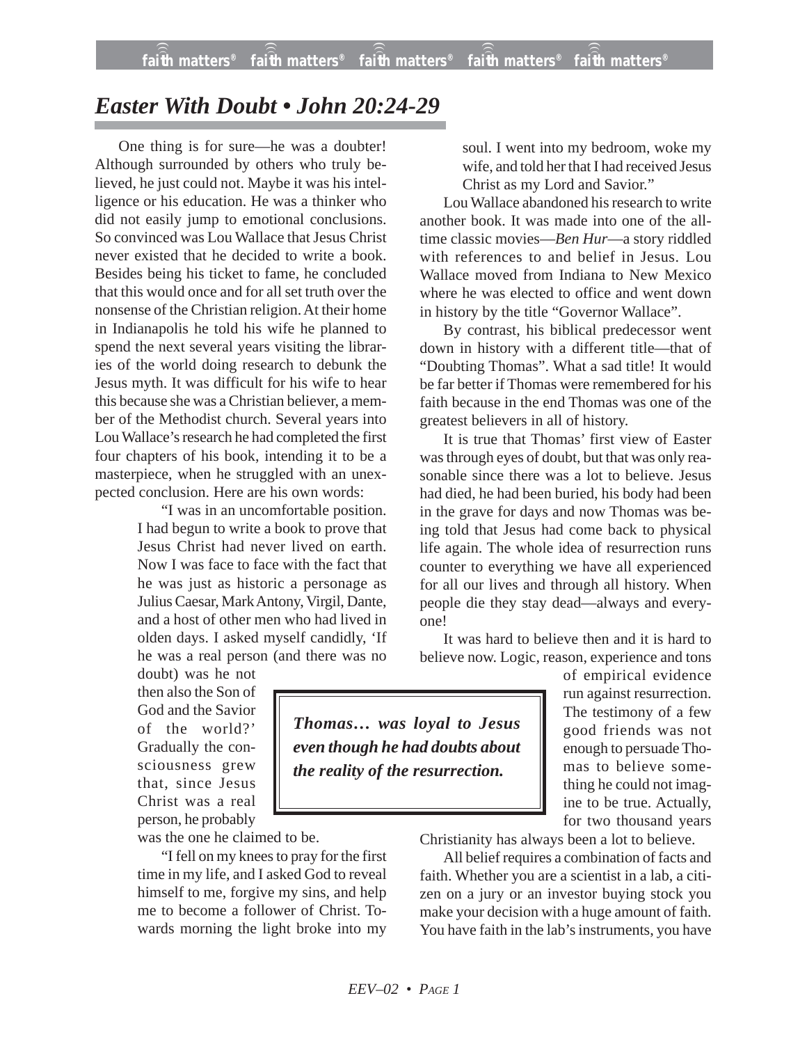# Easter With Doubt • John 20:24-29

One thing is for sure—he was a doubter! Although surrounded by others who truly believed, he just could not. Maybe it was his intelligence or his education. He was a thinker who did not easily jump to emotional conclusions. So convinced was Lou Wallace that Jesus Christ never existed that he decided to write a book. Besides being his ticket to fame, he concluded that this would once and for all set truth over the nonsense of the Christian religion. At their home in Indianapolis he told his wife he planned to spend the next several years visiting the libraries of the world doing research to debunk the Jesus myth. It was difficult for his wife to hear this because she was a Christian believer, a member of the Methodist church. Several years into Lou Wallace's research he had completed the first four chapters of his book, intending it to be a masterpiece, when he struggled with an unexpected conclusion. Here are his own words:

> "I was in an uncomfortable position. I had begun to write a book to prove that Jesus Christ had never lived on earth. Now I was face to face with the fact that he was just as historic a personage as Julius Caesar, Mark Antony, Virgil, Dante, and a host of other men who had lived in olden days. I asked myself candidly, 'If he was a real person (and there was no doubt) was he not then also the Son of God and the Savior of the world?' Gradually the consciousness grew that, since Jesus Christ was a real person, he probably was the one he claimed to be.
>
> "I fell on my knees to pray for the first time in my life, and I asked God to reveal himself to me, forgive my sins, and help me to become a follower of Christ. Towards morning the light broke into my soul. I went into my bedroom, woke my wife, and told her that I had received Jesus Christ as my Lord and Savior."

Lou Wallace abandoned his research to write another book. It was made into one of the all-time classic movies—*Ben Hur*—a story riddled with references to and belief in Jesus. Lou Wallace moved from Indiana to New Mexico where he was elected to office and went down in history by the title "Governor Wallace".

By contrast, his biblical predecessor went down in history with a different title—that of "Doubting Thomas". What a sad title! It would be far better if Thomas were remembered for his faith because in the end Thomas was one of the greatest believers in all of history.

It is true that Thomas' first view of Easter was through eyes of doubt, but that was only reasonable since there was a lot to believe. Jesus had died, he had been buried, his body had been in the grave for days and now Thomas was being told that Jesus had come back to physical life again. The whole idea of resurrection runs counter to everything we have all experienced for all our lives and through all history. When people die they stay dead—always and everyone!

> ***Thomas… was loyal to Jesus even though he had doubts about the reality of the resurrection.***

It was hard to believe then and it is hard to believe now. Logic, reason, experience and tons of empirical evidence run against resurrection. The testimony of a few good friends was not enough to persuade Thomas to believe something he could not imagine to be true. Actually, for two thousand years Christianity has always been a lot to believe.

All belief requires a combination of facts and faith. Whether you are a scientist in a lab, a citizen on a jury or an investor buying stock you make your decision with a huge amount of faith. You have faith in the lab's instruments, you have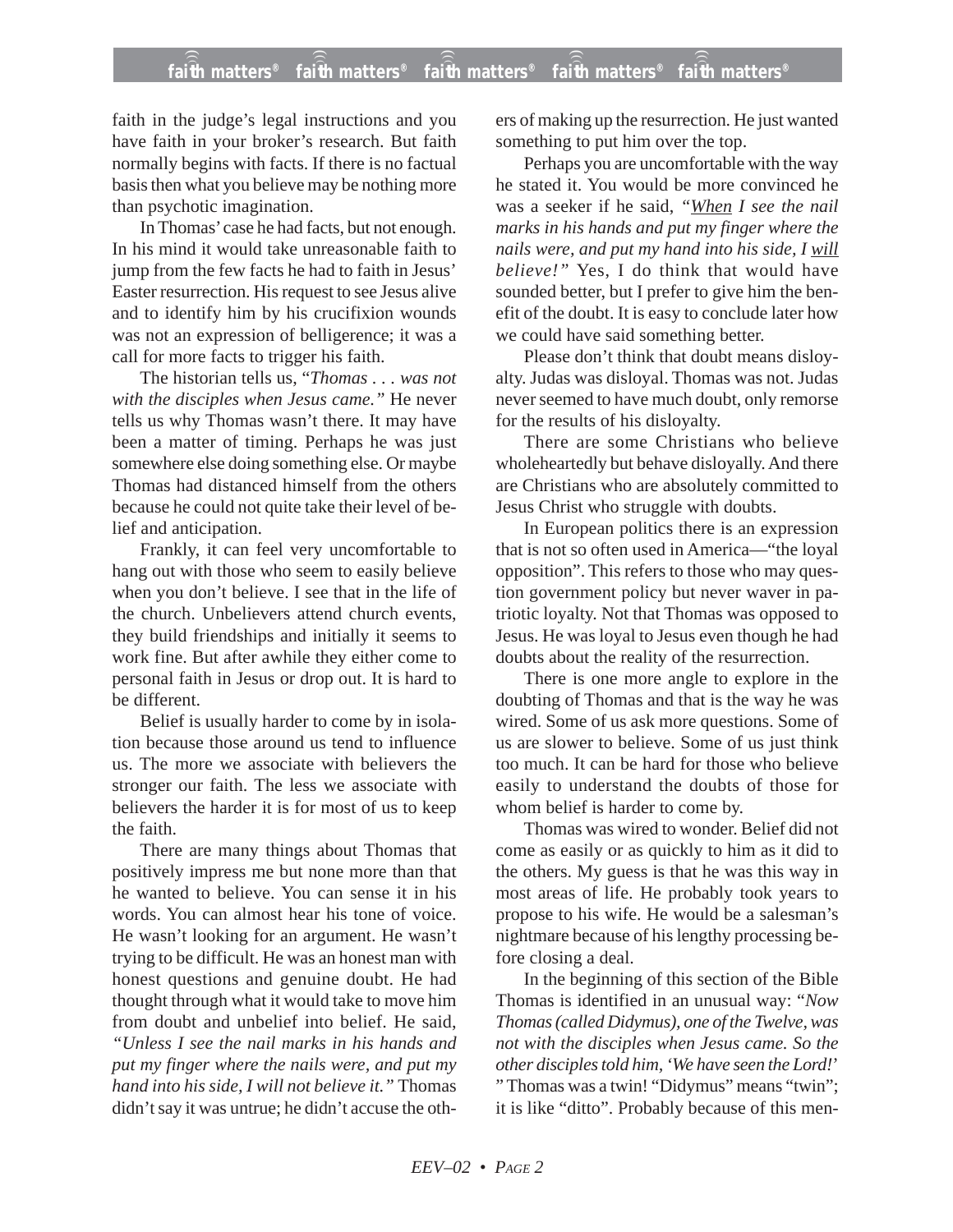faith in the judge's legal instructions and you have faith in your broker's research. But faith normally begins with facts. If there is no factual basis then what you believe may be nothing more than psychotic imagination.

In Thomas' case he had facts, but not enough. In his mind it would take unreasonable faith to jump from the few facts he had to faith in Jesus' Easter resurrection. His request to see Jesus alive and to identify him by his crucifixion wounds was not an expression of belligerence; it was a call for more facts to trigger his faith.

The historian tells us, "*Thomas . . . was not with the disciples when Jesus came.*" He never tells us why Thomas wasn't there. It may have been a matter of timing. Perhaps he was just somewhere else doing something else. Or maybe Thomas had distanced himself from the others because he could not quite take their level of belief and anticipation.

Frankly, it can feel very uncomfortable to hang out with those who seem to easily believe when you don't believe. I see that in the life of the church. Unbelievers attend church events, they build friendships and initially it seems to work fine. But after awhile they either come to personal faith in Jesus or drop out. It is hard to be different.

Belief is usually harder to come by in isolation because those around us tend to influence us. The more we associate with believers the stronger our faith. The less we associate with believers the harder it is for most of us to keep the faith.

There are many things about Thomas that positively impress me but none more than that he wanted to believe. You can sense it in his words. You can almost hear his tone of voice. He wasn't looking for an argument. He wasn't trying to be difficult. He was an honest man with honest questions and genuine doubt. He had thought through what it would take to move him from doubt and unbelief into belief. He said, *"Unless I see the nail marks in his hands and put my finger where the nails were, and put my hand into his side, I will not believe it."* Thomas didn't say it was untrue; he didn't accuse the others of making up the resurrection. He just wanted something to put him over the top.

Perhaps you are uncomfortable with the way he stated it. You would be more convinced he was a seeker if he said, *"<u>When</u> I see the nail marks in his hands and put my finger where the nails were, and put my hand into his side, I <u>will</u> believe!"* Yes, I do think that would have sounded better, but I prefer to give him the benefit of the doubt. It is easy to conclude later how we could have said something better.

Please don't think that doubt means disloyalty. Judas was disloyal. Thomas was not. Judas never seemed to have much doubt, only remorse for the results of his disloyalty.

There are some Christians who believe wholeheartedly but behave disloyally. And there are Christians who are absolutely committed to Jesus Christ who struggle with doubts.

In European politics there is an expression that is not so often used in America—"the loyal opposition". This refers to those who may question government policy but never waver in patriotic loyalty. Not that Thomas was opposed to Jesus. He was loyal to Jesus even though he had doubts about the reality of the resurrection.

There is one more angle to explore in the doubting of Thomas and that is the way he was wired. Some of us ask more questions. Some of us are slower to believe. Some of us just think too much. It can be hard for those who believe easily to understand the doubts of those for whom belief is harder to come by.

Thomas was wired to wonder. Belief did not come as easily or as quickly to him as it did to the others. My guess is that he was this way in most areas of life. He probably took years to propose to his wife. He would be a salesman's nightmare because of his lengthy processing before closing a deal.

In the beginning of this section of the Bible Thomas is identified in an unusual way: "*Now Thomas (called Didymus), one of the Twelve, was not with the disciples when Jesus came. So the other disciples told him, 'We have seen the Lord!'* " Thomas was a twin! "Didymus" means "twin"; it is like "ditto". Probably because of this men-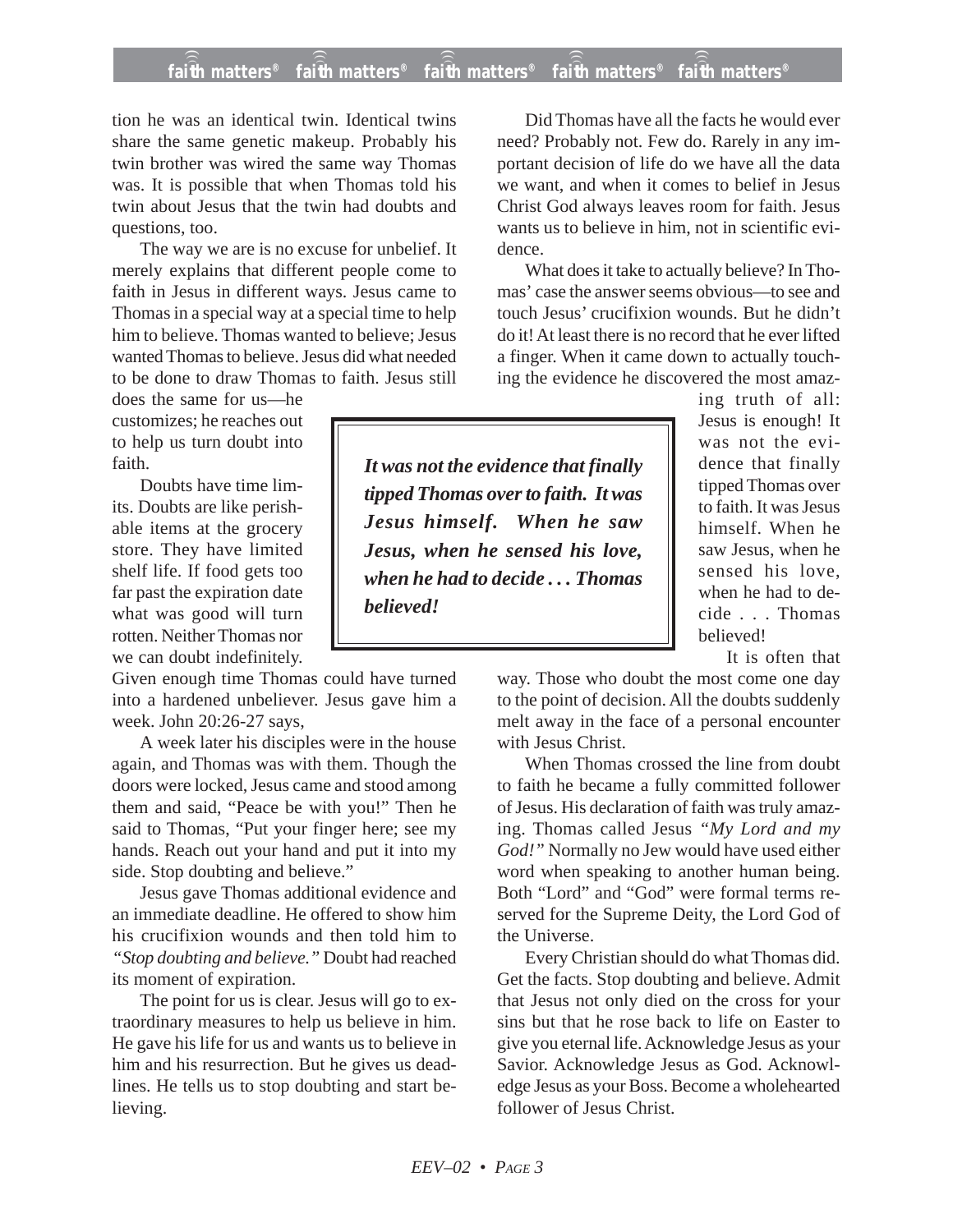tion he was an identical twin. Identical twins share the same genetic makeup. Probably his twin brother was wired the same way Thomas was. It is possible that when Thomas told his twin about Jesus that the twin had doubts and questions, too.

The way we are is no excuse for unbelief. It merely explains that different people come to faith in Jesus in different ways. Jesus came to Thomas in a special way at a special time to help him to believe. Thomas wanted to believe; Jesus wanted Thomas to believe. Jesus did what needed to be done to draw Thomas to faith. Jesus still does the same for us—he customizes; he reaches out to help us turn doubt into faith.

Doubts have time limits. Doubts are like perishable items at the grocery store. They have limited shelf life. If food gets too far past the expiration date what was good will turn rotten. Neither Thomas nor we can doubt indefinitely. Given enough time Thomas could have turned into a hardened unbeliever. Jesus gave him a week. John 20:26-27 says,

A week later his disciples were in the house again, and Thomas was with them. Though the doors were locked, Jesus came and stood among them and said, "Peace be with you!" Then he said to Thomas, "Put your finger here; see my hands. Reach out your hand and put it into my side. Stop doubting and believe."

Jesus gave Thomas additional evidence and an immediate deadline. He offered to show him his crucifixion wounds and then told him to *"Stop doubting and believe."* Doubt had reached its moment of expiration.

The point for us is clear. Jesus will go to extraordinary measures to help us believe in him. He gave his life for us and wants us to believe in him and his resurrection. But he gives us deadlines. He tells us to stop doubting and start believing.

Did Thomas have all the facts he would ever need? Probably not. Few do. Rarely in any important decision of life do we have all the data we want, and when it comes to belief in Jesus Christ God always leaves room for faith. Jesus wants us to believe in him, not in scientific evidence.

What does it take to actually believe? In Thomas' case the answer seems obvious—to see and touch Jesus' crucifixion wounds. But he didn't do it! At least there is no record that he ever lifted a finger. When it came down to actually touching the evidence he discovered the most amazing truth of all: Jesus is enough! It was not the evidence that finally tipped Thomas over to faith. It was Jesus himself. When he saw Jesus, when he sensed his love, when he had to decide . . . Thomas believed!

> ***It was not the evidence that finally tipped Thomas over to faith. It was Jesus himself. When he saw Jesus, when he sensed his love, when he had to decide . . . Thomas believed!***

It is often that way. Those who doubt the most come one day to the point of decision. All the doubts suddenly melt away in the face of a personal encounter with Jesus Christ.

When Thomas crossed the line from doubt to faith he became a fully committed follower of Jesus. His declaration of faith was truly amazing. Thomas called Jesus *"My Lord and my God!"* Normally no Jew would have used either word when speaking to another human being. Both "Lord" and "God" were formal terms reserved for the Supreme Deity, the Lord God of the Universe.

Every Christian should do what Thomas did. Get the facts. Stop doubting and believe. Admit that Jesus not only died on the cross for your sins but that he rose back to life on Easter to give you eternal life. Acknowledge Jesus as your Savior. Acknowledge Jesus as God. Acknowledge Jesus as your Boss. Become a wholehearted follower of Jesus Christ.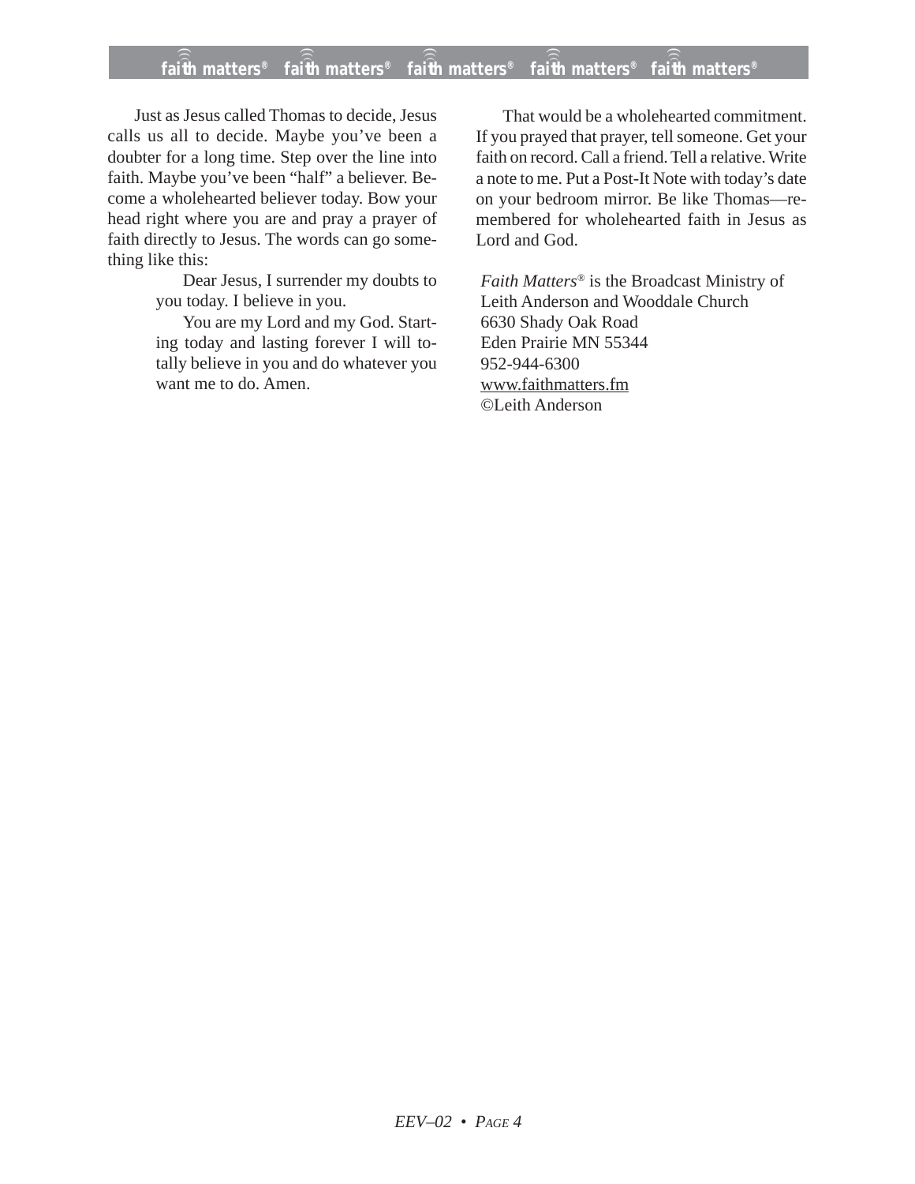Just as Jesus called Thomas to decide, Jesus calls us all to decide. Maybe you've been a doubter for a long time. Step over the line into faith. Maybe you've been "half" a believer. Become a wholehearted believer today. Bow your head right where you are and pray a prayer of faith directly to Jesus. The words can go something like this:

> Dear Jesus, I surrender my doubts to you today. I believe in you.
>
> You are my Lord and my God. Starting today and lasting forever I will totally believe in you and do whatever you want me to do. Amen.

That would be a wholehearted commitment. If you prayed that prayer, tell someone. Get your faith on record. Call a friend. Tell a relative. Write a note to me. Put a Post-It Note with today's date on your bedroom mirror. Be like Thomas—remembered for wholehearted faith in Jesus as Lord and God.

*Faith Matters®* is the Broadcast Ministry of
Leith Anderson and Wooddale Church
6630 Shady Oak Road
Eden Prairie MN 55344
952-944-6300
www.faithmatters.fm
©Leith Anderson